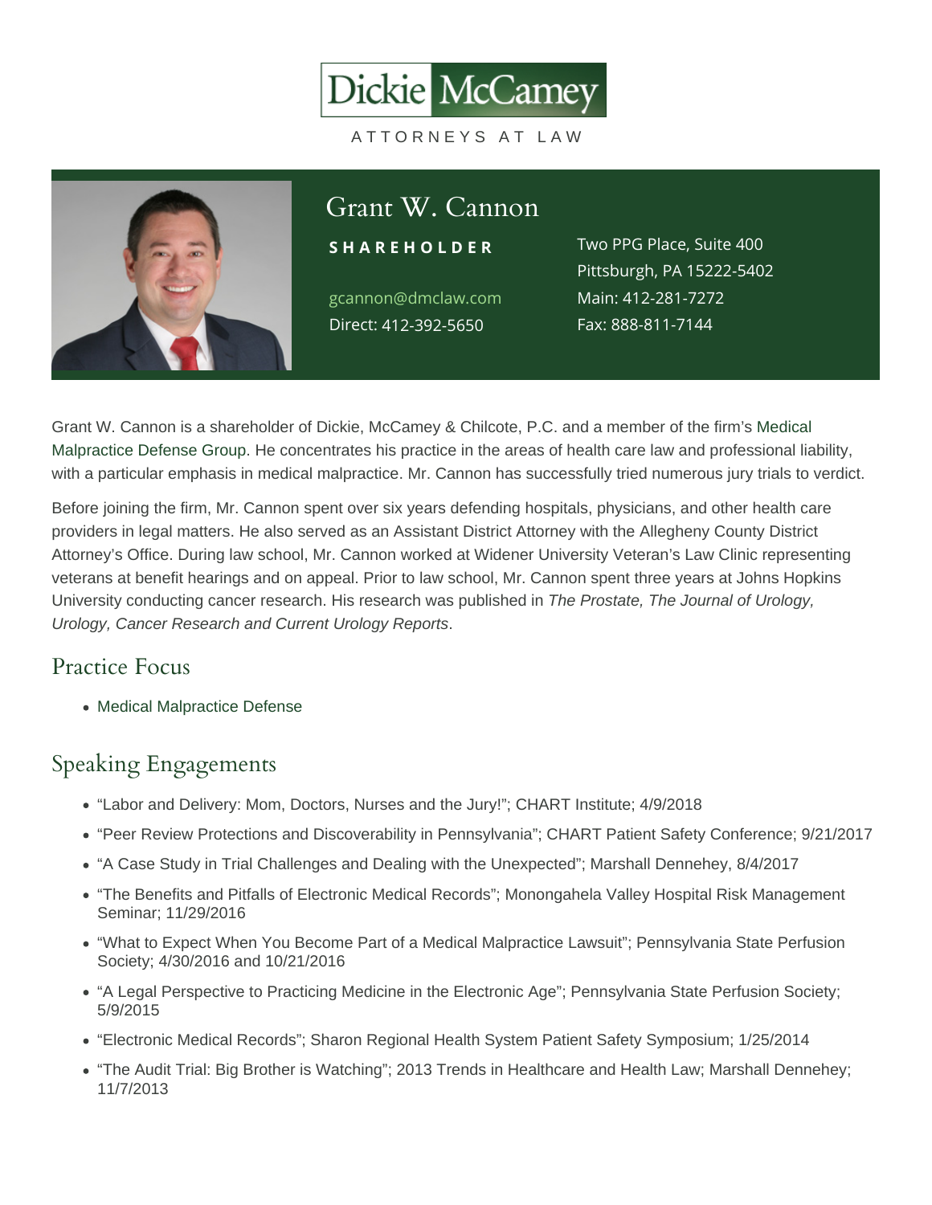Dickie McCamey

ATTORNEYS AT LAW

# Grant W. Cannon

**SHAREHOLDER**

gcannon@dmclaw.com
Direct: 412-392-5650

Two PPG Place, Suite 400
Pittsburgh, PA 15222-5402
Main: 412-281-7272
Fax: 888-811-7144

Grant W. Cannon is a shareholder of Dickie, McCamey & Chilcote, P.C. and a member of the firm's Medical Malpractice Defense Group. He concentrates his practice in the areas of health care law and professional liability, with a particular emphasis in medical malpractice. Mr. Cannon has successfully tried numerous jury trials to verdict.

Before joining the firm, Mr. Cannon spent over six years defending hospitals, physicians, and other health care providers in legal matters. He also served as an Assistant District Attorney with the Allegheny County District Attorney's Office. During law school, Mr. Cannon worked at Widener University Veteran's Law Clinic representing veterans at benefit hearings and on appeal. Prior to law school, Mr. Cannon spent three years at Johns Hopkins University conducting cancer research. His research was published in *The Prostate, The Journal of Urology, Urology, Cancer Research and Current Urology Reports*.

## Practice Focus

- Medical Malpractice Defense

## Speaking Engagements

- "Labor and Delivery: Mom, Doctors, Nurses and the Jury!"; CHART Institute; 4/9/2018
- "Peer Review Protections and Discoverability in Pennsylvania"; CHART Patient Safety Conference; 9/21/2017
- "A Case Study in Trial Challenges and Dealing with the Unexpected"; Marshall Dennehey, 8/4/2017
- "The Benefits and Pitfalls of Electronic Medical Records"; Monongahela Valley Hospital Risk Management Seminar; 11/29/2016
- "What to Expect When You Become Part of a Medical Malpractice Lawsuit"; Pennsylvania State Perfusion Society; 4/30/2016 and 10/21/2016
- "A Legal Perspective to Practicing Medicine in the Electronic Age"; Pennsylvania State Perfusion Society; 5/9/2015
- "Electronic Medical Records"; Sharon Regional Health System Patient Safety Symposium; 1/25/2014
- "The Audit Trial: Big Brother is Watching"; 2013 Trends in Healthcare and Health Law; Marshall Dennehey; 11/7/2013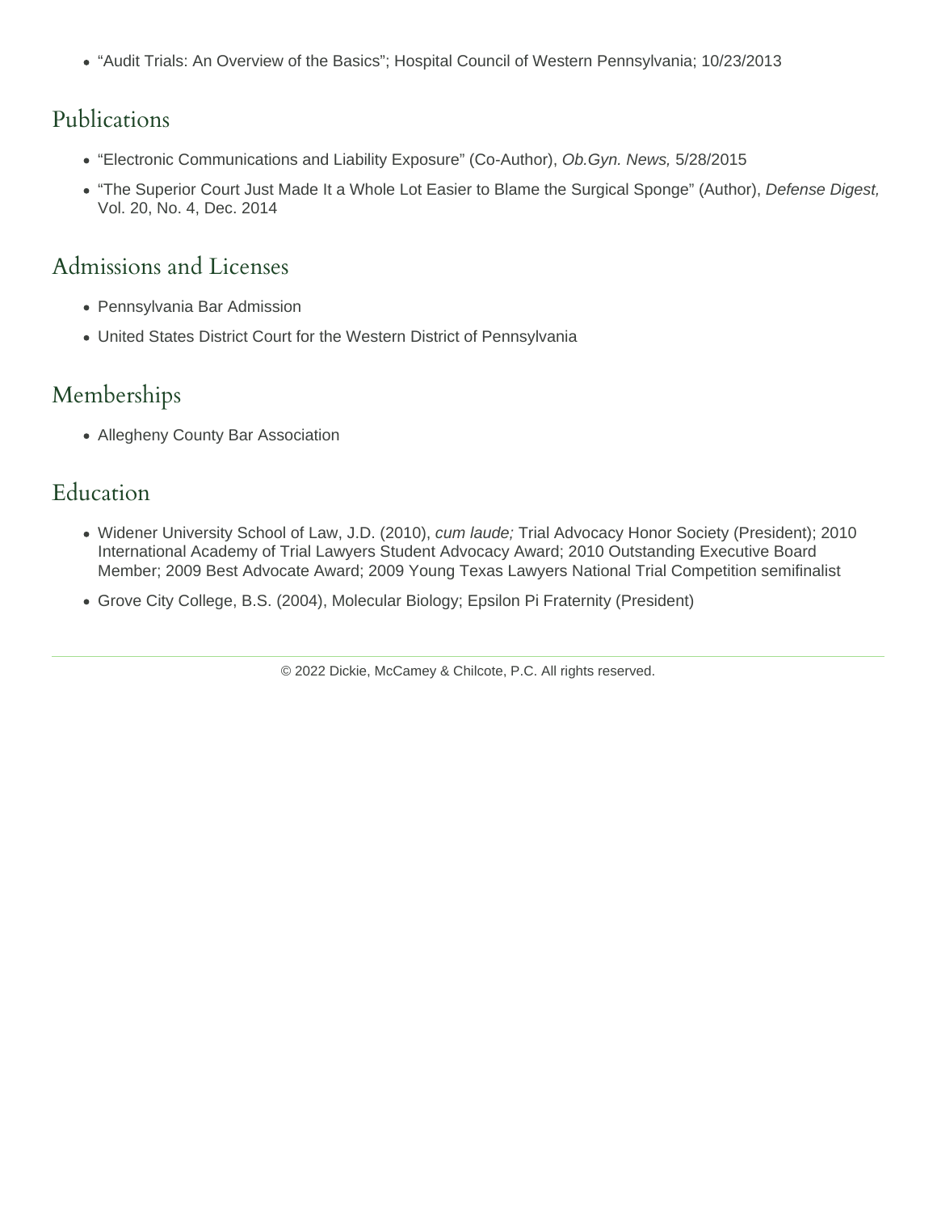- “Audit Trials: An Overview of the Basics”; Hospital Council of Western Pennsylvania; 10/23/2013

## Publications

- “Electronic Communications and Liability Exposure” (Co-Author), *Ob.Gyn. News,* 5/28/2015
- “The Superior Court Just Made It a Whole Lot Easier to Blame the Surgical Sponge” (Author), *Defense Digest,* Vol. 20, No. 4, Dec. 2014

## Admissions and Licenses

- Pennsylvania Bar Admission
- United States District Court for the Western District of Pennsylvania

## Memberships

- Allegheny County Bar Association

## Education

- Widener University School of Law, J.D. (2010), *cum laude;* Trial Advocacy Honor Society (President); 2010 International Academy of Trial Lawyers Student Advocacy Award; 2010 Outstanding Executive Board Member; 2009 Best Advocate Award; 2009 Young Texas Lawyers National Trial Competition semifinalist
- Grove City College, B.S. (2004), Molecular Biology; Epsilon Pi Fraternity (President)

© 2022 Dickie, McCamey & Chilcote, P.C. All rights reserved.